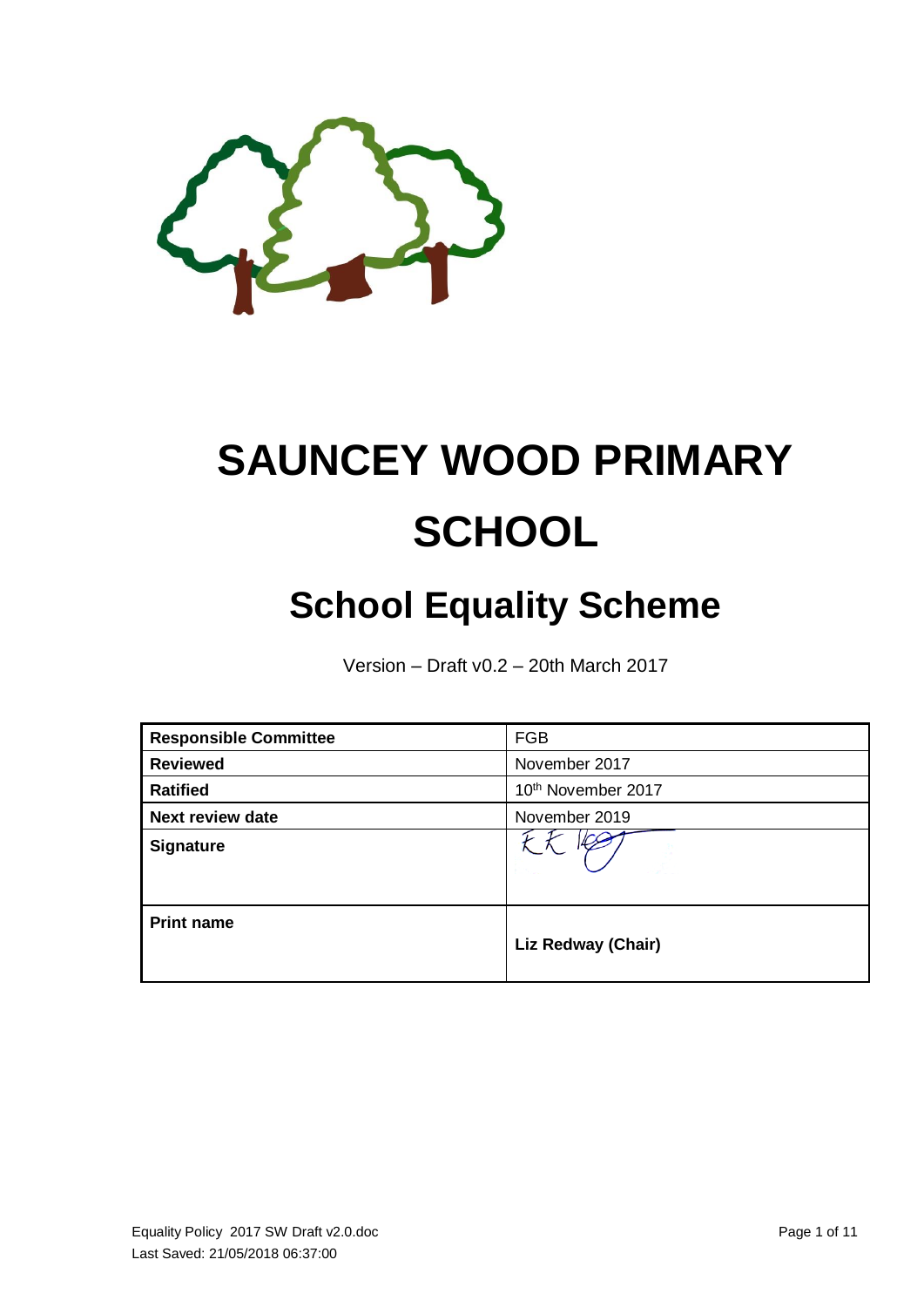# SAUNCEY WOOD PRIMARY SCHOOL

## School Equality Scheme

Version – Draft v0.2 – 20th March 2017

| | |
|---|---|
| **Responsible Committee** | FGB |
| **Reviewed** | November 2017 |
| **Ratified** | 10th November 2017 |
| **Next review date** | November 2019 |
| **Signature** | |
| **Print name** | **Liz Redway (Chair)** |

Equality Policy 2017 SW Draft v2.0.doc
Last Saved: 21/05/2018 06:37:00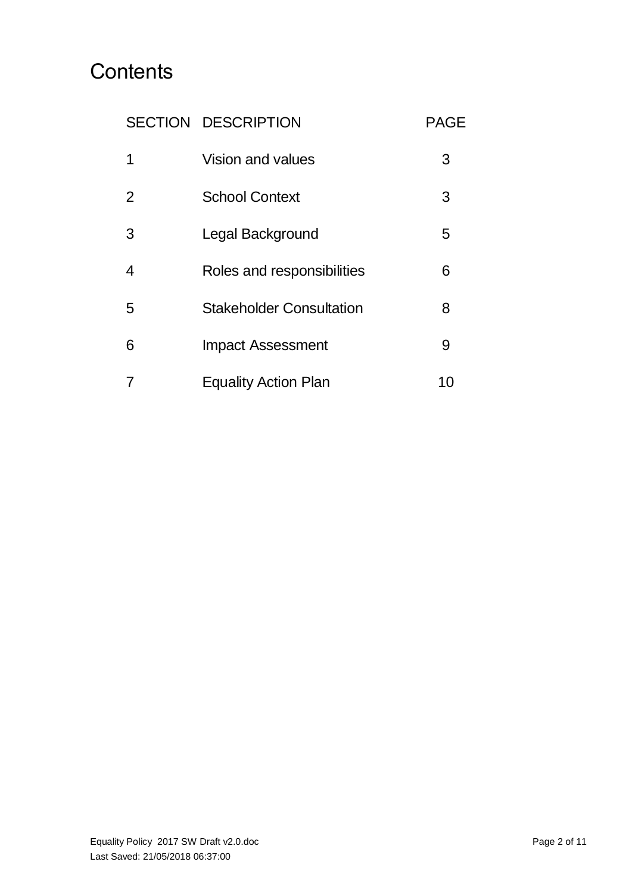# Contents

| SECTION | DESCRIPTION | PAGE |
| --- | --- | --- |
| 1 | Vision and values | 3 |
| 2 | School Context | 3 |
| 3 | Legal Background | 5 |
| 4 | Roles and responsibilities | 6 |
| 5 | Stakeholder Consultation | 8 |
| 6 | Impact Assessment | 9 |
| 7 | Equality Action Plan | 10 |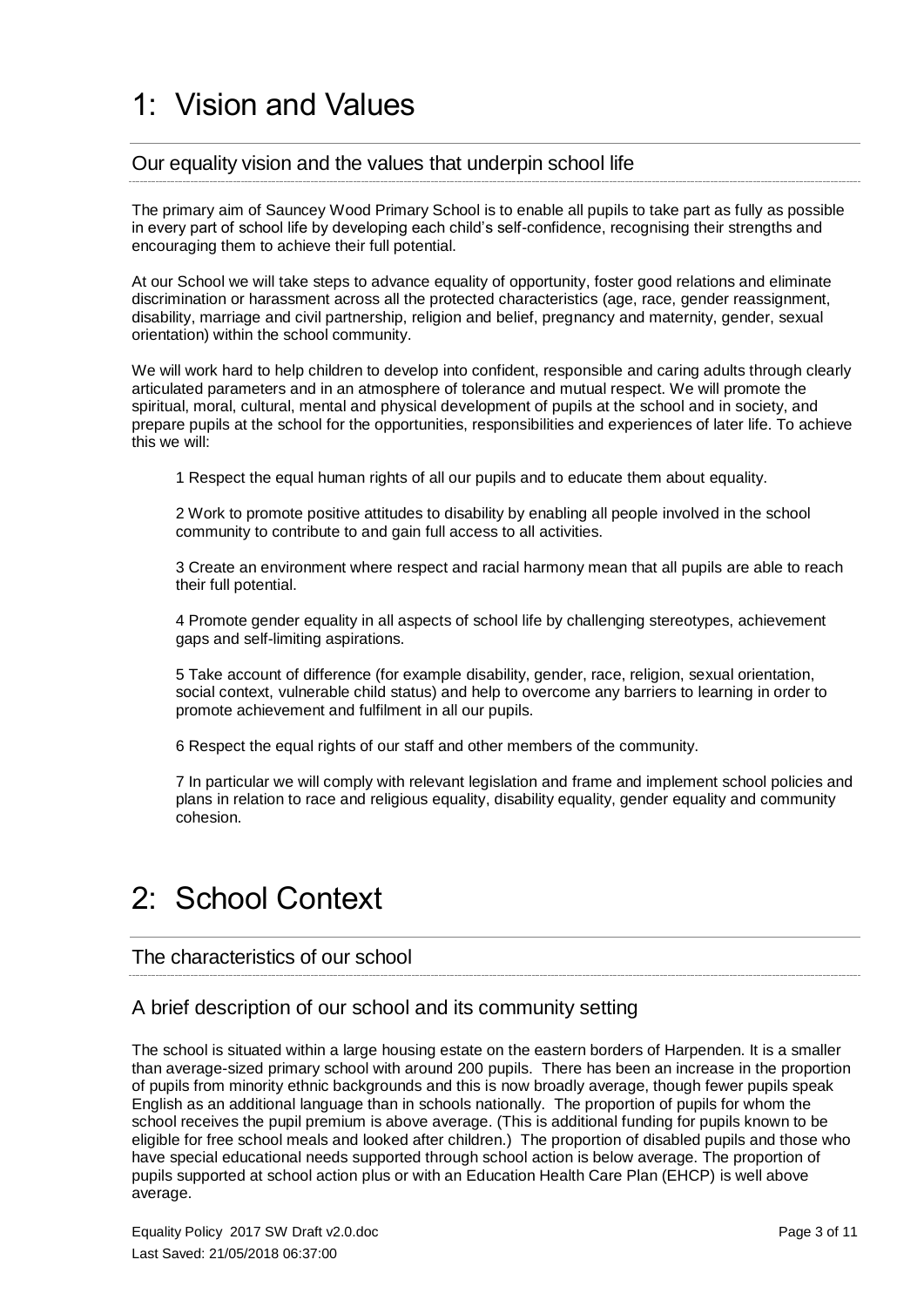# 1: Vision and Values

## Our equality vision and the values that underpin school life

The primary aim of Sauncey Wood Primary School is to enable all pupils to take part as fully as possible in every part of school life by developing each child's self-confidence, recognising their strengths and encouraging them to achieve their full potential.

At our School we will take steps to advance equality of opportunity, foster good relations and eliminate discrimination or harassment across all the protected characteristics (age, race, gender reassignment, disability, marriage and civil partnership, religion and belief, pregnancy and maternity, gender, sexual orientation) within the school community.

We will work hard to help children to develop into confident, responsible and caring adults through clearly articulated parameters and in an atmosphere of tolerance and mutual respect. We will promote the spiritual, moral, cultural, mental and physical development of pupils at the school and in society, and prepare pupils at the school for the opportunities, responsibilities and experiences of later life. To achieve this we will:

1 Respect the equal human rights of all our pupils and to educate them about equality.

2 Work to promote positive attitudes to disability by enabling all people involved in the school community to contribute to and gain full access to all activities.

3 Create an environment where respect and racial harmony mean that all pupils are able to reach their full potential.

4 Promote gender equality in all aspects of school life by challenging stereotypes, achievement gaps and self-limiting aspirations.

5 Take account of difference (for example disability, gender, race, religion, sexual orientation, social context, vulnerable child status) and help to overcome any barriers to learning in order to promote achievement and fulfilment in all our pupils.

6 Respect the equal rights of our staff and other members of the community.

7 In particular we will comply with relevant legislation and frame and implement school policies and plans in relation to race and religious equality, disability equality, gender equality and community cohesion.

# 2: School Context

## The characteristics of our school

## A brief description of our school and its community setting

The school is situated within a large housing estate on the eastern borders of Harpenden. It is a smaller than average-sized primary school with around 200 pupils. There has been an increase in the proportion of pupils from minority ethnic backgrounds and this is now broadly average, though fewer pupils speak English as an additional language than in schools nationally. The proportion of pupils for whom the school receives the pupil premium is above average. (This is additional funding for pupils known to be eligible for free school meals and looked after children.) The proportion of disabled pupils and those who have special educational needs supported through school action is below average. The proportion of pupils supported at school action plus or with an Education Health Care Plan (EHCP) is well above average.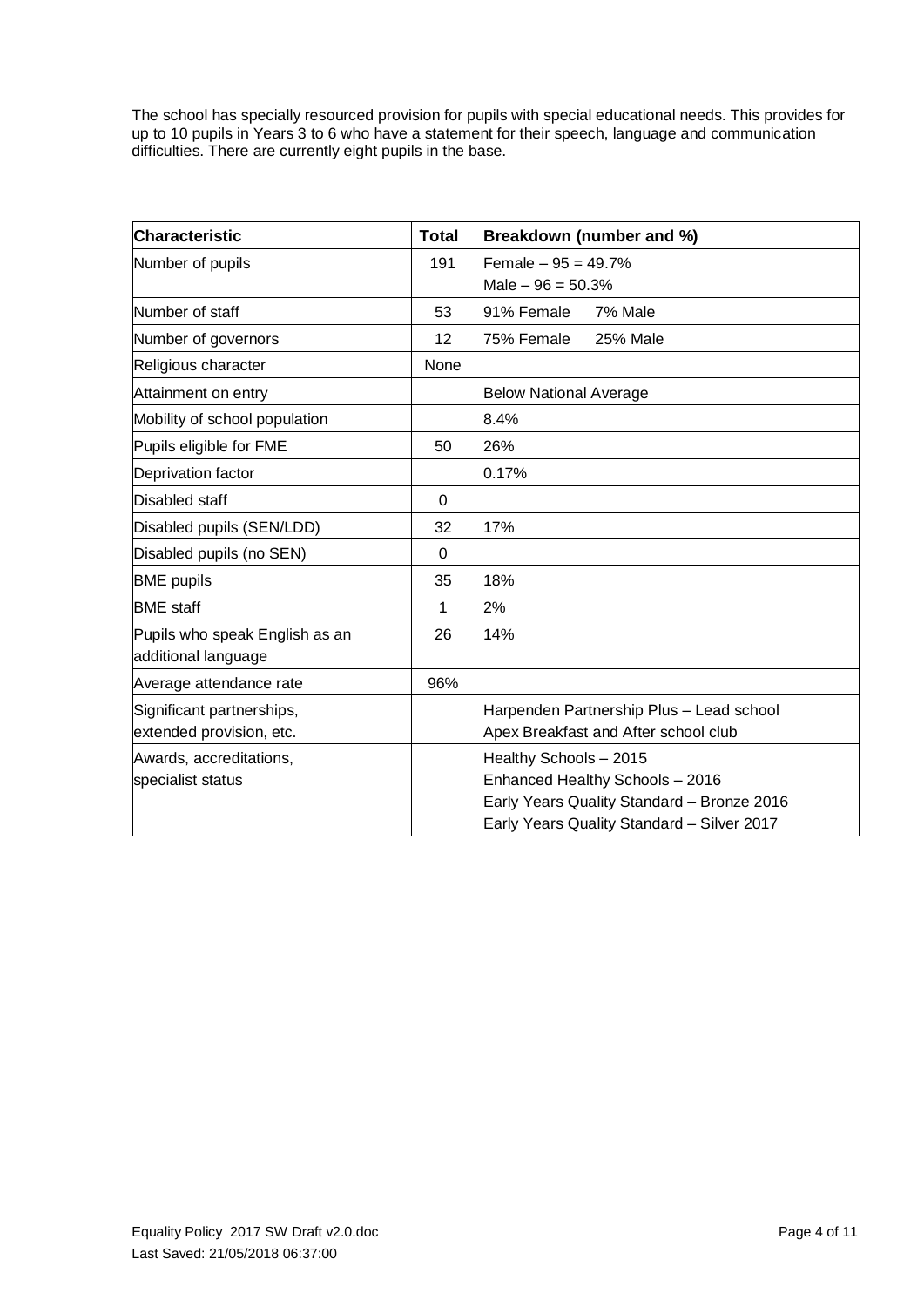The school has specially resourced provision for pupils with special educational needs. This provides for up to 10 pupils in Years 3 to 6 who have a statement for their speech, language and communication difficulties. There are currently eight pupils in the base.

| Characteristic | Total | Breakdown (number and %) |
| --- | --- | --- |
| Number of pupils | 191 | Female – 95 = 49.7%<br>Male – 96 = 50.3% |
| Number of staff | 53 | 91% Female 7% Male |
| Number of governors | 12 | 75% Female 25% Male |
| Religious character | None | |
| Attainment on entry | | Below National Average |
| Mobility of school population | | 8.4% |
| Pupils eligible for FME | 50 | 26% |
| Deprivation factor | | 0.17% |
| Disabled staff | 0 | |
| Disabled pupils (SEN/LDD) | 32 | 17% |
| Disabled pupils (no SEN) | 0 | |
| BME pupils | 35 | 18% |
| BME staff | 1 | 2% |
| Pupils who speak English as an additional language | 26 | 14% |
| Average attendance rate | 96% | |
| Significant partnerships, extended provision, etc. | | Harpenden Partnership Plus – Lead school<br>Apex Breakfast and After school club |
| Awards, accreditations, specialist status | | Healthy Schools – 2015<br>Enhanced Healthy Schools – 2016<br>Early Years Quality Standard – Bronze 2016<br>Early Years Quality Standard – Silver 2017 |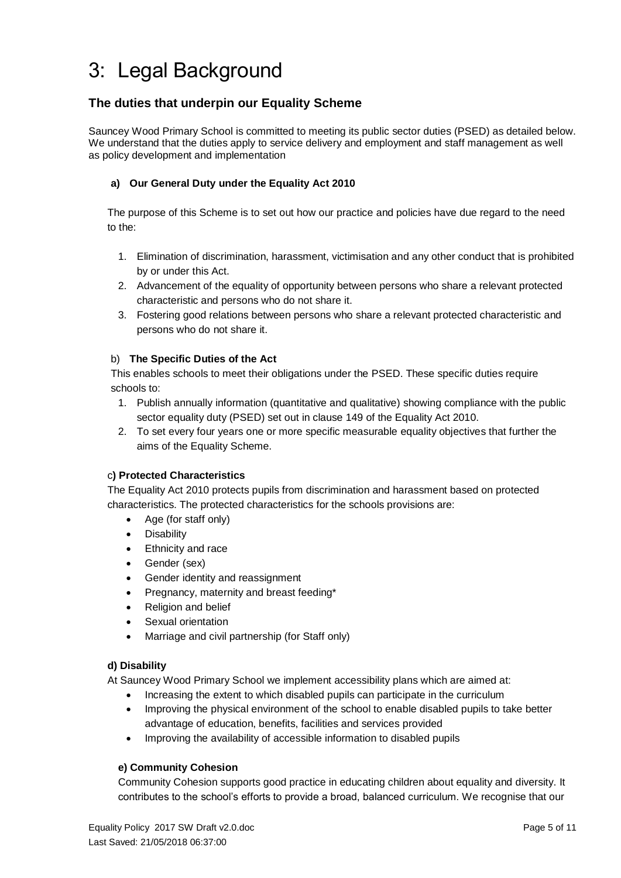# 3: Legal Background

## The duties that underpin our Equality Scheme

Sauncey Wood Primary School is committed to meeting its public sector duties (PSED) as detailed below. We understand that the duties apply to service delivery and employment and staff management as well as policy development and implementation

### a) Our General Duty under the Equality Act 2010

The purpose of this Scheme is to set out how our practice and policies have due regard to the need to the:

1. Elimination of discrimination, harassment, victimisation and any other conduct that is prohibited by or under this Act.
2. Advancement of the equality of opportunity between persons who share a relevant protected characteristic and persons who do not share it.
3. Fostering good relations between persons who share a relevant protected characteristic and persons who do not share it.

### b) The Specific Duties of the Act

This enables schools to meet their obligations under the PSED. These specific duties require schools to:

1. Publish annually information (quantitative and qualitative) showing compliance with the public sector equality duty (PSED) set out in clause 149 of the Equality Act 2010.
2. To set every four years one or more specific measurable equality objectives that further the aims of the Equality Scheme.

### c) Protected Characteristics

The Equality Act 2010 protects pupils from discrimination and harassment based on protected characteristics. The protected characteristics for the schools provisions are:

- Age (for staff only)
- Disability
- Ethnicity and race
- Gender (sex)
- Gender identity and reassignment
- Pregnancy, maternity and breast feeding*
- Religion and belief
- Sexual orientation
- Marriage and civil partnership (for Staff only)

### d) Disability

At Sauncey Wood Primary School we implement accessibility plans which are aimed at:

- Increasing the extent to which disabled pupils can participate in the curriculum
- Improving the physical environment of the school to enable disabled pupils to take better advantage of education, benefits, facilities and services provided
- Improving the availability of accessible information to disabled pupils

### e) Community Cohesion

Community Cohesion supports good practice in educating children about equality and diversity. It contributes to the school's efforts to provide a broad, balanced curriculum. We recognise that our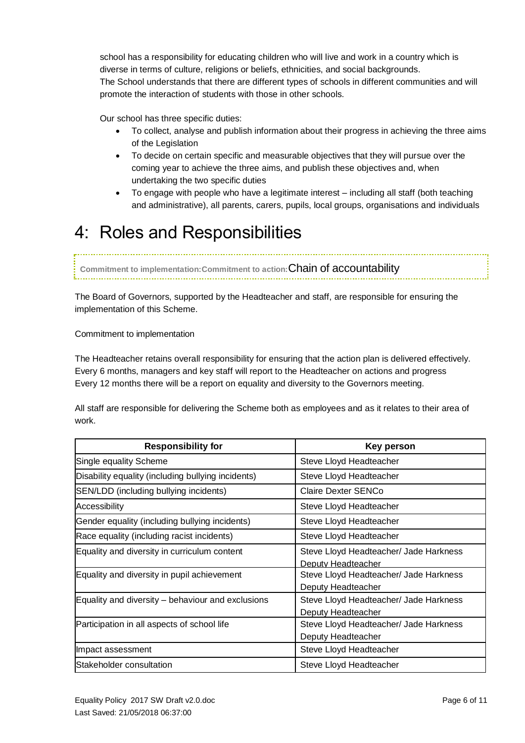school has a responsibility for educating children who will live and work in a country which is diverse in terms of culture, religions or beliefs, ethnicities, and social backgrounds.
The School understands that there are different types of schools in different communities and will promote the interaction of students with those in other schools.

Our school has three specific duties:

- To collect, analyse and publish information about their progress in achieving the three aims of the Legislation
- To decide on certain specific and measurable objectives that they will pursue over the coming year to achieve the three aims, and publish these objectives and, when undertaking the two specific duties
- To engage with people who have a legitimate interest – including all staff (both teaching and administrative), all parents, carers, pupils, local groups, organisations and individuals

# 4: Roles and Responsibilities

**Commitment to implementation:Commitment to action:** Chain of accountability

The Board of Governors, supported by the Headteacher and staff, are responsible for ensuring the implementation of this Scheme.

Commitment to implementation

The Headteacher retains overall responsibility for ensuring that the action plan is delivered effectively.
Every 6 months, managers and key staff will report to the Headteacher on actions and progress
Every 12 months there will be a report on equality and diversity to the Governors meeting.

All staff are responsible for delivering the Scheme both as employees and as it relates to their area of work.

| Responsibility for | Key person |
| --- | --- |
| Single equality Scheme | Steve Lloyd Headteacher |
| Disability equality (including bullying incidents) | Steve Lloyd Headteacher |
| SEN/LDD (including bullying incidents) | Claire Dexter SENCo |
| Accessibility | Steve Lloyd Headteacher |
| Gender equality (including bullying incidents) | Steve Lloyd Headteacher |
| Race equality (including racist incidents) | Steve Lloyd Headteacher |
| Equality and diversity in curriculum content | Steve Lloyd Headteacher/ Jade Harkness Deputy Headteacher |
| Equality and diversity in pupil achievement | Steve Lloyd Headteacher/ Jade Harkness Deputy Headteacher |
| Equality and diversity – behaviour and exclusions | Steve Lloyd Headteacher/ Jade Harkness Deputy Headteacher |
| Participation in all aspects of school life | Steve Lloyd Headteacher/ Jade Harkness Deputy Headteacher |
| Impact assessment | Steve Lloyd Headteacher |
| Stakeholder consultation | Steve Lloyd Headteacher |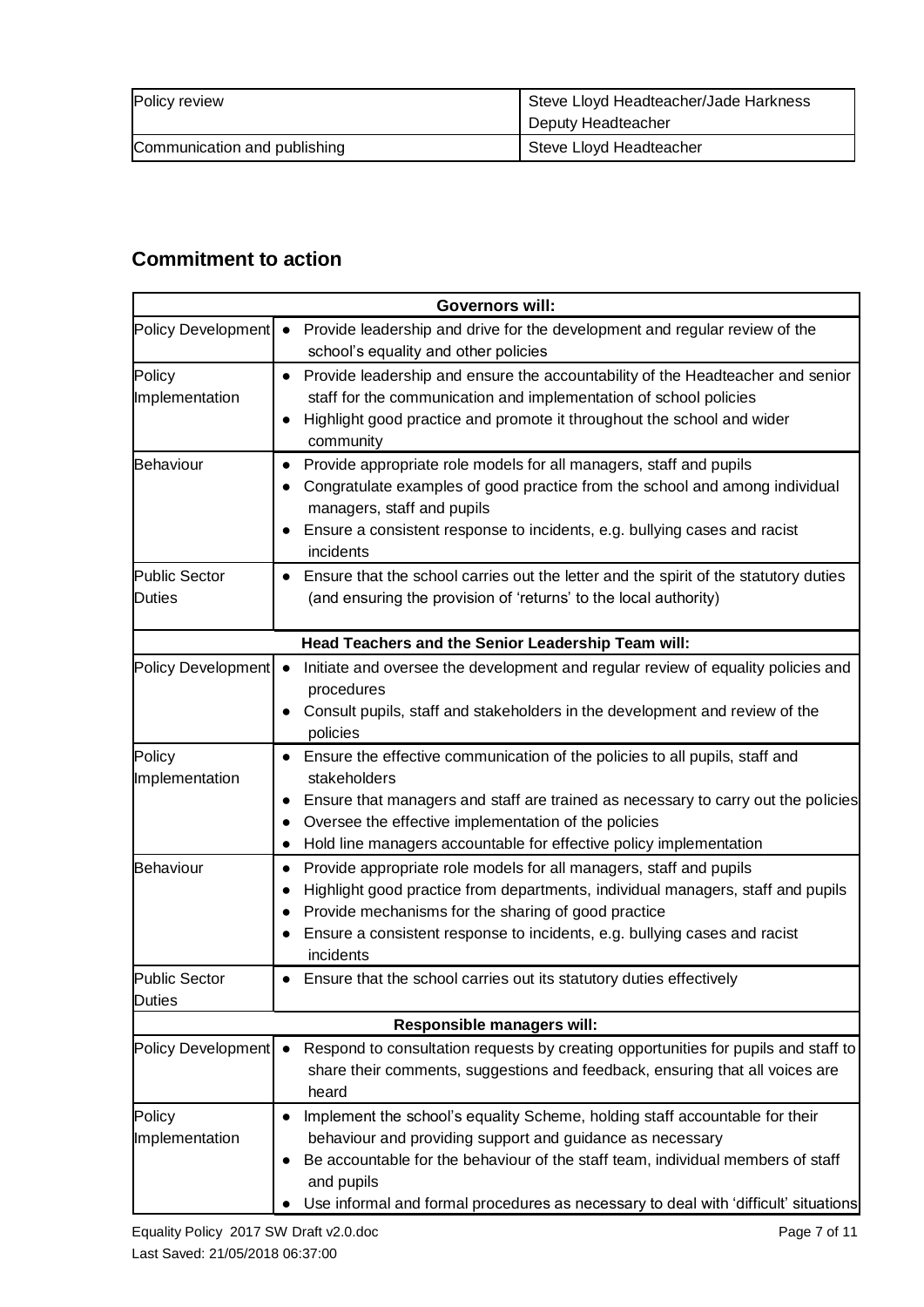| | |
|---|---|
| Policy review | Steve Lloyd Headteacher/Jade Harkness Deputy Headteacher |
| Communication and publishing | Steve Lloyd Headteacher |

## Commitment to action

| **Governors will:** | |
|---|---|
| Policy Development | • Provide leadership and drive for the development and regular review of the school's equality and other policies |
| Policy Implementation | • Provide leadership and ensure the accountability of the Headteacher and senior staff for the communication and implementation of school policies<br>• Highlight good practice and promote it throughout the school and wider community |
| Behaviour | • Provide appropriate role models for all managers, staff and pupils<br>• Congratulate examples of good practice from the school and among individual managers, staff and pupils<br>• Ensure a consistent response to incidents, e.g. bullying cases and racist incidents |
| Public Sector Duties | • Ensure that the school carries out the letter and the spirit of the statutory duties (and ensuring the provision of 'returns' to the local authority) |
| **Head Teachers and the Senior Leadership Team will:** | |
| Policy Development | • Initiate and oversee the development and regular review of equality policies and procedures<br>• Consult pupils, staff and stakeholders in the development and review of the policies |
| Policy Implementation | • Ensure the effective communication of the policies to all pupils, staff and stakeholders<br>• Ensure that managers and staff are trained as necessary to carry out the policies<br>• Oversee the effective implementation of the policies<br>• Hold line managers accountable for effective policy implementation |
| Behaviour | • Provide appropriate role models for all managers, staff and pupils<br>• Highlight good practice from departments, individual managers, staff and pupils<br>• Provide mechanisms for the sharing of good practice<br>• Ensure a consistent response to incidents, e.g. bullying cases and racist incidents |
| Public Sector Duties | • Ensure that the school carries out its statutory duties effectively |
| **Responsible managers will:** | |
| Policy Development | • Respond to consultation requests by creating opportunities for pupils and staff to share their comments, suggestions and feedback, ensuring that all voices are heard |
| Policy Implementation | • Implement the school's equality Scheme, holding staff accountable for their behaviour and providing support and guidance as necessary<br>• Be accountable for the behaviour of the staff team, individual members of staff and pupils<br>• Use informal and formal procedures as necessary to deal with 'difficult' situations |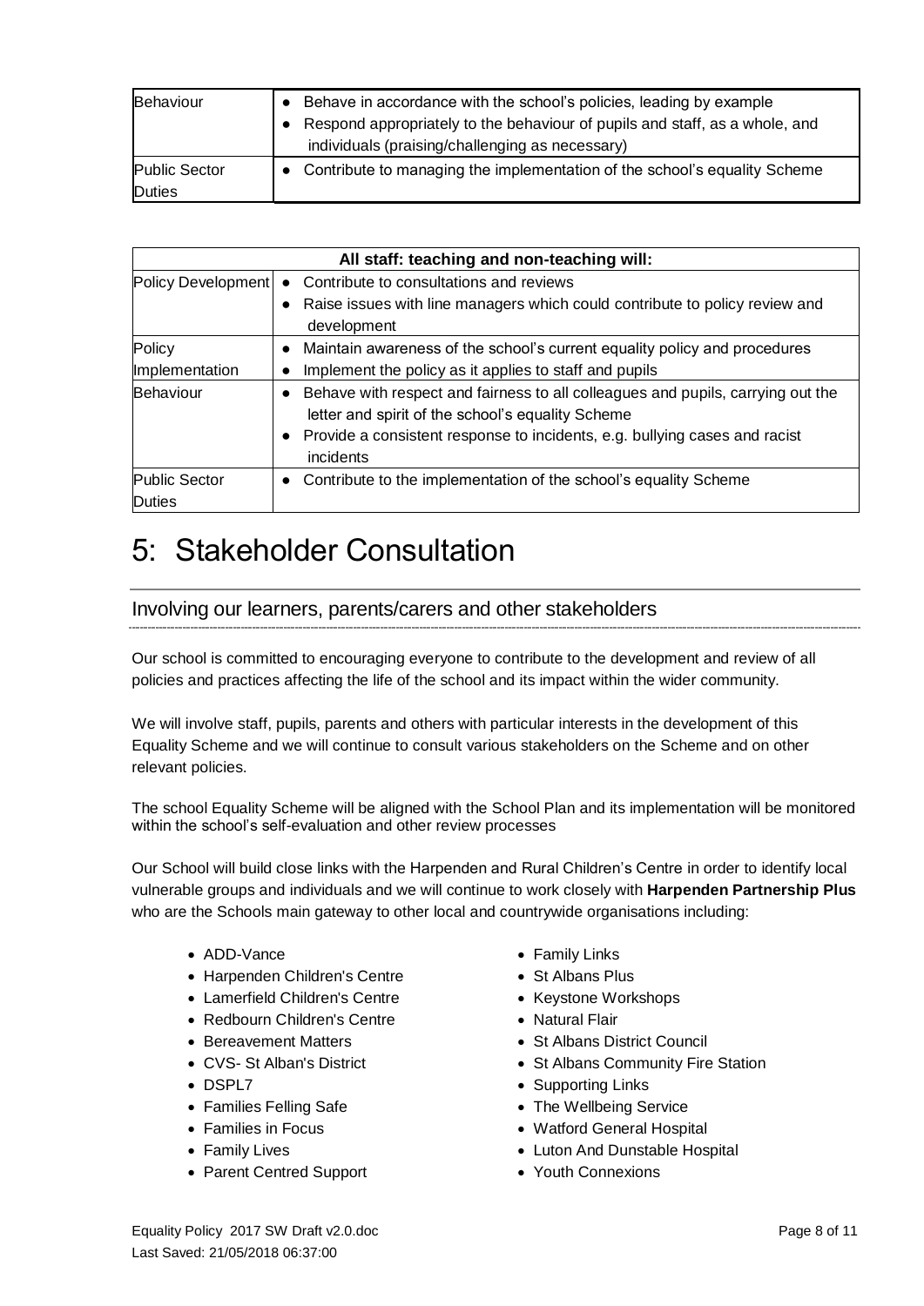| | |
|---|---|
| Behaviour | • Behave in accordance with the school's policies, leading by example<br>• Respond appropriately to the behaviour of pupils and staff, as a whole, and individuals (praising/challenging as necessary) |
| Public Sector Duties | • Contribute to managing the implementation of the school's equality Scheme |

| All staff: teaching and non-teaching will: | |
|---|---|
| Policy Development | • Contribute to consultations and reviews<br>• Raise issues with line managers which could contribute to policy review and development |
| Policy Implementation | • Maintain awareness of the school's current equality policy and procedures<br>• Implement the policy as it applies to staff and pupils |
| Behaviour | • Behave with respect and fairness to all colleagues and pupils, carrying out the letter and spirit of the school's equality Scheme<br>• Provide a consistent response to incidents, e.g. bullying cases and racist incidents |
| Public Sector Duties | • Contribute to the implementation of the school's equality Scheme |

# 5: Stakeholder Consultation

## Involving our learners, parents/carers and other stakeholders

Our school is committed to encouraging everyone to contribute to the development and review of all policies and practices affecting the life of the school and its impact within the wider community.

We will involve staff, pupils, parents and others with particular interests in the development of this Equality Scheme and we will continue to consult various stakeholders on the Scheme and on other relevant policies.

The school Equality Scheme will be aligned with the School Plan and its implementation will be monitored within the school's self-evaluation and other review processes

Our School will build close links with the Harpenden and Rural Children's Centre in order to identify local vulnerable groups and individuals and we will continue to work closely with **Harpenden Partnership Plus** who are the Schools main gateway to other local and countrywide organisations including:

- ADD-Vance
- Harpenden Children's Centre
- Lamerfield Children's Centre
- Redbourn Children's Centre
- Bereavement Matters
- CVS- St Alban's District
- DSPL7
- Families Felling Safe
- Families in Focus
- Family Lives
- Parent Centred Support
- Family Links
- St Albans Plus
- Keystone Workshops
- Natural Flair
- St Albans District Council
- St Albans Community Fire Station
- Supporting Links
- The Wellbeing Service
- Watford General Hospital
- Luton And Dunstable Hospital
- Youth Connexions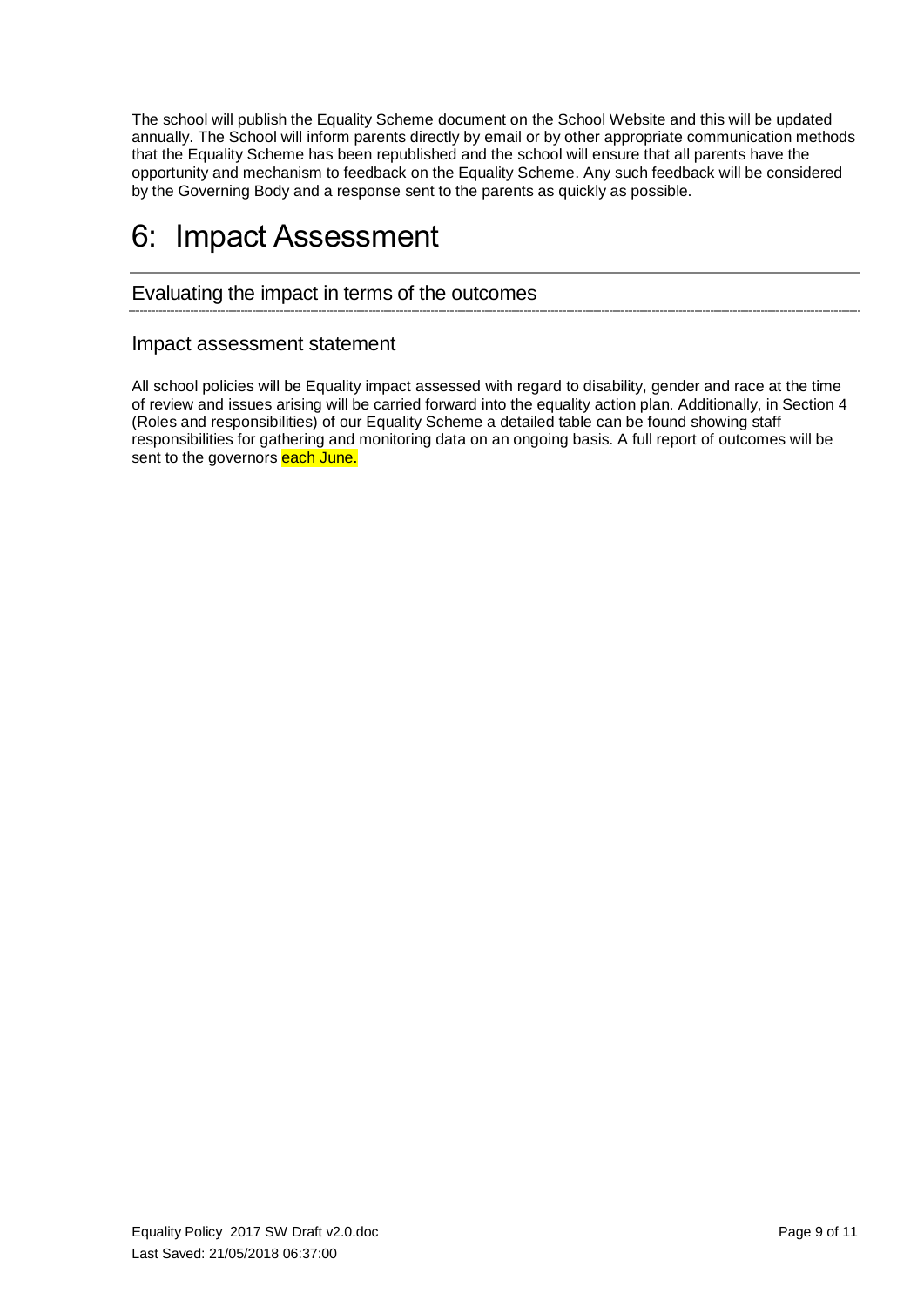The school will publish the Equality Scheme document on the School Website and this will be updated annually. The School will inform parents directly by email or by other appropriate communication methods that the Equality Scheme has been republished and the school will ensure that all parents have the opportunity and mechanism to feedback on the Equality Scheme. Any such feedback will be considered by the Governing Body and a response sent to the parents as quickly as possible.

# 6: Impact Assessment

## Evaluating the impact in terms of the outcomes

### Impact assessment statement

All school policies will be Equality impact assessed with regard to disability, gender and race at the time of review and issues arising will be carried forward into the equality action plan. Additionally, in Section 4 (Roles and responsibilities) of our Equality Scheme a detailed table can be found showing staff responsibilities for gathering and monitoring data on an ongoing basis. A full report of outcomes will be sent to the governors each June.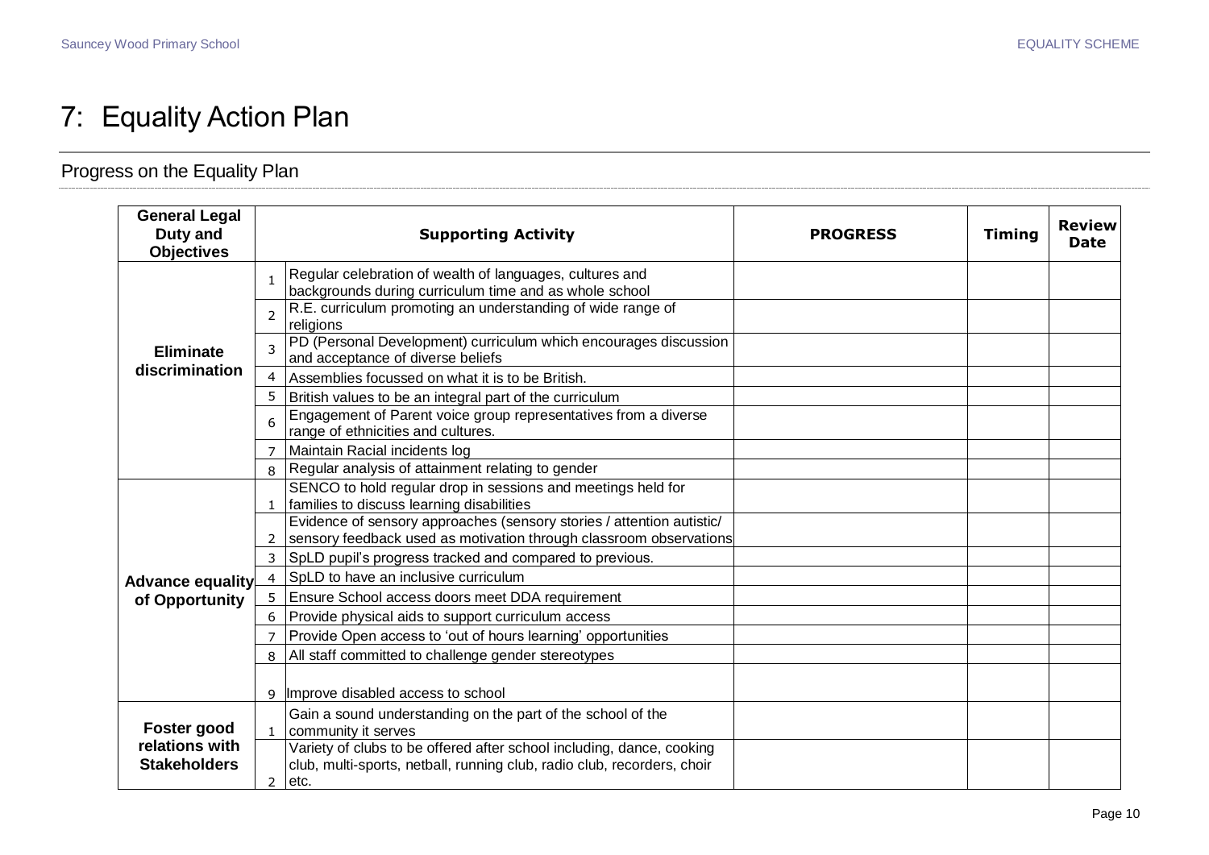# 7: Equality Action Plan

## Progress on the Equality Plan

| General Legal Duty and Objectives | Supporting Activity | | PROGRESS | Timing | Review Date |
|---|---|---|---|---|---|
| **Eliminate discrimination** | 1 | Regular celebration of wealth of languages, cultures and backgrounds during curriculum time and as whole school | | | |
| | 2 | R.E. curriculum promoting an understanding of wide range of religions | | | |
| | 3 | PD (Personal Development) curriculum which encourages discussion and acceptance of diverse beliefs | | | |
| | 4 | Assemblies focussed on what it is to be British. | | | |
| | 5 | British values to be an integral part of the curriculum | | | |
| | 6 | Engagement of Parent voice group representatives from a diverse range of ethnicities and cultures. | | | |
| | 7 | Maintain Racial incidents log | | | |
| | 8 | Regular analysis of attainment relating to gender | | | |
| **Advance equality of Opportunity** | 1 | SENCO to hold regular drop in sessions and meetings held for families to discuss learning disabilities | | | |
| | 2 | Evidence of sensory approaches (sensory stories / attention autistic/ sensory feedback used as motivation through classroom observations | | | |
| | 3 | SpLD pupil's progress tracked and compared to previous. | | | |
| | 4 | SpLD to have an inclusive curriculum | | | |
| | 5 | Ensure School access doors meet DDA requirement | | | |
| | 6 | Provide physical aids to support curriculum access | | | |
| | 7 | Provide Open access to 'out of hours learning' opportunities | | | |
| | 8 | All staff committed to challenge gender stereotypes | | | |
| | 9 | Improve disabled access to school | | | |
| **Foster good relations with Stakeholders** | 1 | Gain a sound understanding on the part of the school of the community it serves | | | |
| | 2 | Variety of clubs to be offered after school including, dance, cooking club, multi-sports, netball, running club, radio club, recorders, choir etc. | | | |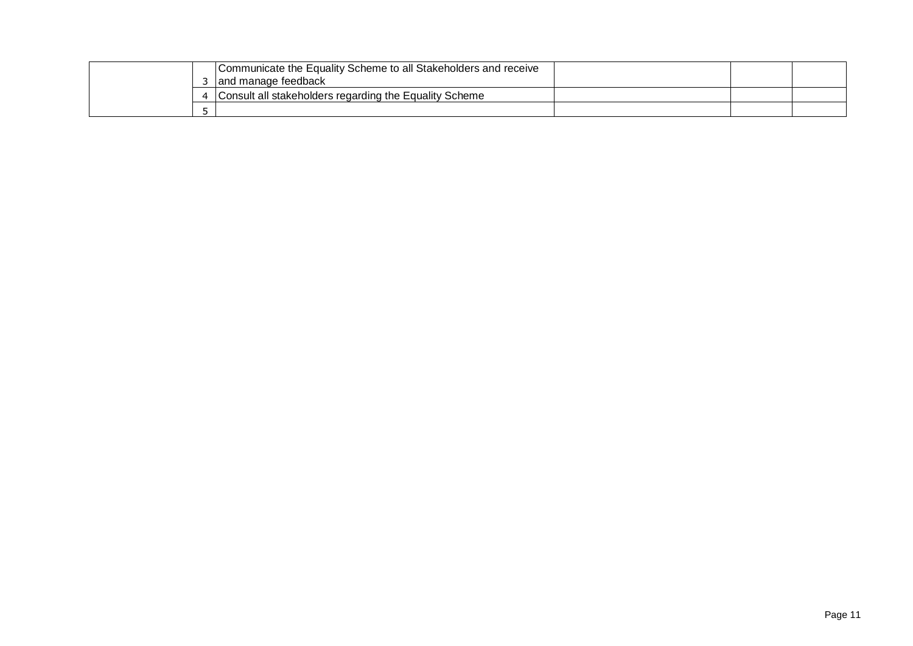| | | | | | |
|---|---|---|---|---|---|
| | 3 | Communicate the Equality Scheme to all Stakeholders and receive and manage feedback | | | |
| | 4 | Consult all stakeholders regarding the Equality Scheme | | | |
| | 5 | | | | |